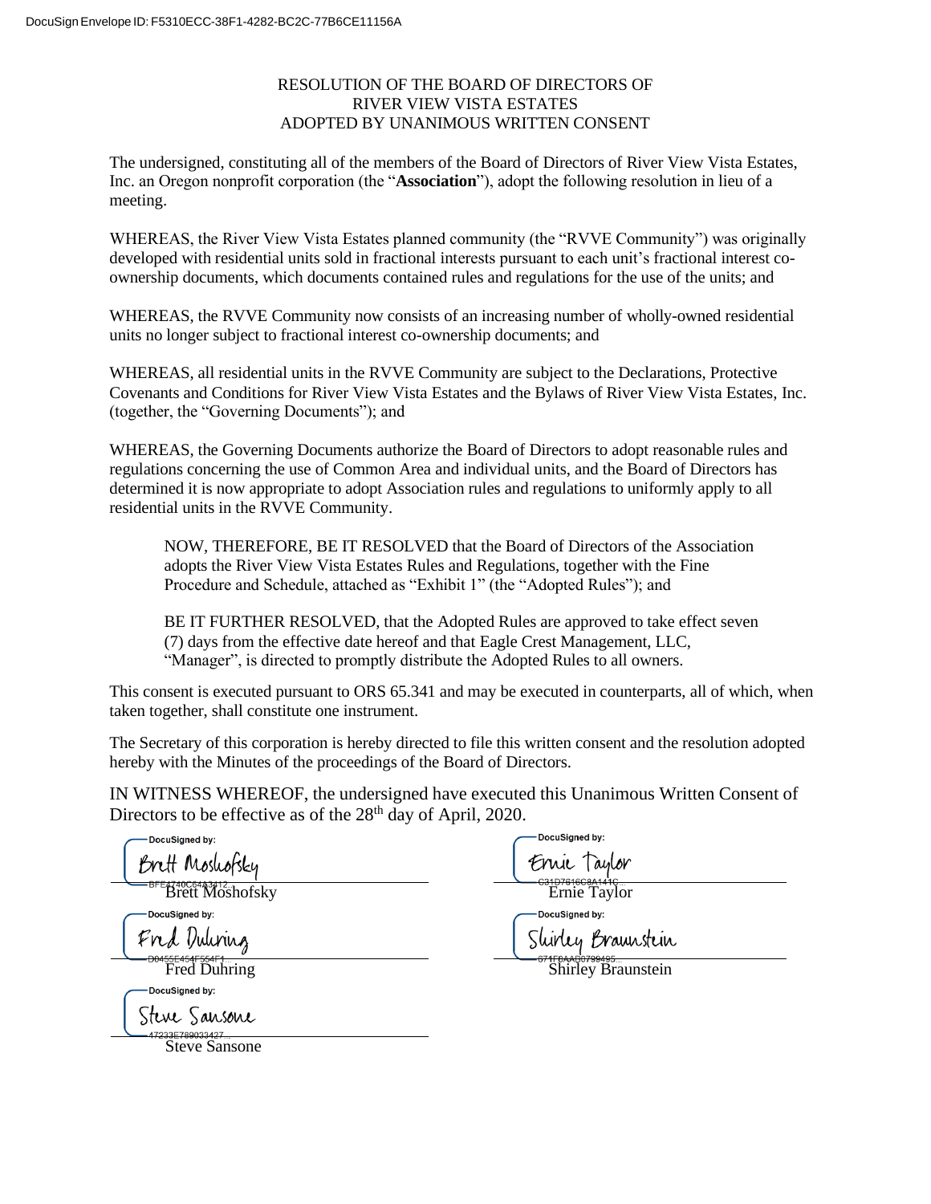DocuSign Envelope ID: F5310ECC-38F1-4282-BC2C-77B6CE11156A

RESOLUTION OF THE BOARD OF DIRECTORS OF
RIVER VIEW VISTA ESTATES
ADOPTED BY UNANIMOUS WRITTEN CONSENT

The undersigned, constituting all of the members of the Board of Directors of River View Vista Estates, Inc. an Oregon nonprofit corporation (the "**Association**"), adopt the following resolution in lieu of a meeting.

WHEREAS, the River View Vista Estates planned community (the "RVVE Community") was originally developed with residential units sold in fractional interests pursuant to each unit's fractional interest co-ownership documents, which documents contained rules and regulations for the use of the units; and

WHEREAS, the RVVE Community now consists of an increasing number of wholly-owned residential units no longer subject to fractional interest co-ownership documents; and

WHEREAS, all residential units in the RVVE Community are subject to the Declarations, Protective Covenants and Conditions for River View Vista Estates and the Bylaws of River View Vista Estates, Inc. (together, the "Governing Documents"); and

WHEREAS, the Governing Documents authorize the Board of Directors to adopt reasonable rules and regulations concerning the use of Common Area and individual units, and the Board of Directors has determined it is now appropriate to adopt Association rules and regulations to uniformly apply to all residential units in the RVVE Community.

NOW, THEREFORE, BE IT RESOLVED that the Board of Directors of the Association adopts the River View Vista Estates Rules and Regulations, together with the Fine Procedure and Schedule, attached as "Exhibit 1" (the "Adopted Rules"); and

BE IT FURTHER RESOLVED, that the Adopted Rules are approved to take effect seven (7) days from the effective date hereof and that Eagle Crest Management, LLC, "Manager", is directed to promptly distribute the Adopted Rules to all owners.

This consent is executed pursuant to ORS 65.341 and may be executed in counterparts, all of which, when taken together, shall constitute one instrument.

The Secretary of this corporation is hereby directed to file this written consent and the resolution adopted hereby with the Minutes of the proceedings of the Board of Directors.

IN WITNESS WHEREOF, the undersigned have executed this Unanimous Written Consent of Directors to be effective as of the 28th day of April, 2020.

DocuSigned by: Brett Moshofsky
BFE4740C64A3412...
Brett Moshofsky

DocuSigned by: Ernie Taylor
C31D7616C8A141C...
Ernie Taylor

DocuSigned by: Fred Duhring
D0455E454F554F1...
Fred Duhring

DocuSigned by: Shirley Braunstein
671F6AAB0799495...
Shirley Braunstein

DocuSigned by: Steve Sansone
47233E789033427...
Steve Sansone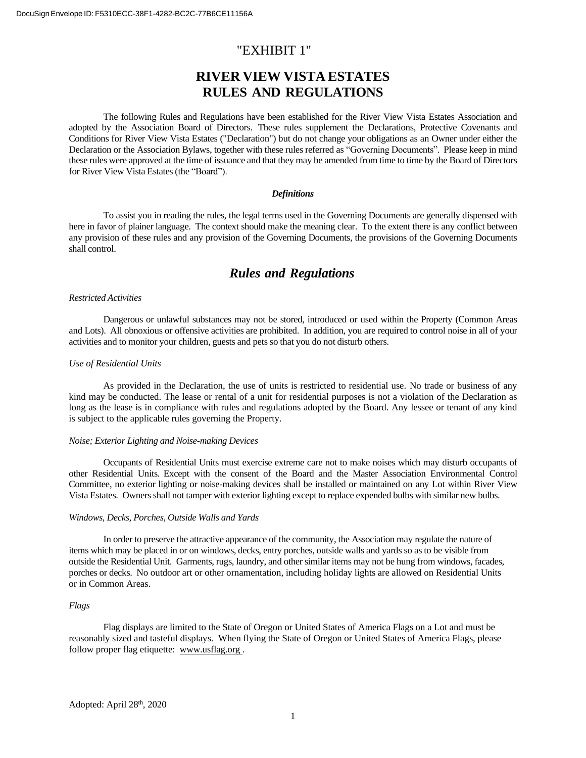"EXHIBIT 1"

# RIVER VIEW VISTA ESTATES
# RULES AND REGULATIONS

The following Rules and Regulations have been established for the River View Vista Estates Association and adopted by the Association Board of Directors. These rules supplement the Declarations, Protective Covenants and Conditions for River View Vista Estates ("Declaration") but do not change your obligations as an Owner under either the Declaration or the Association Bylaws, together with these rules referred as "Governing Documents". Please keep in mind these rules were approved at the time of issuance and that they may be amended from time to time by the Board of Directors for River View Vista Estates (the "Board").

### *Definitions*

To assist you in reading the rules, the legal terms used in the Governing Documents are generally dispensed with here in favor of plainer language. The context should make the meaning clear. To the extent there is any conflict between any provision of these rules and any provision of the Governing Documents, the provisions of the Governing Documents shall control.

## *Rules and Regulations*

*Restricted Activities*

Dangerous or unlawful substances may not be stored, introduced or used within the Property (Common Areas and Lots). All obnoxious or offensive activities are prohibited. In addition, you are required to control noise in all of your activities and to monitor your children, guests and pets so that you do not disturb others.

*Use of Residential Units*

As provided in the Declaration, the use of units is restricted to residential use. No trade or business of any kind may be conducted. The lease or rental of a unit for residential purposes is not a violation of the Declaration as long as the lease is in compliance with rules and regulations adopted by the Board. Any lessee or tenant of any kind is subject to the applicable rules governing the Property.

*Noise; Exterior Lighting and Noise-making Devices*

Occupants of Residential Units must exercise extreme care not to make noises which may disturb occupants of other Residential Units. Except with the consent of the Board and the Master Association Environmental Control Committee, no exterior lighting or noise-making devices shall be installed or maintained on any Lot within River View Vista Estates. Owners shall not tamper with exterior lighting except to replace expended bulbs with similar new bulbs.

*Windows, Decks, Porches, Outside Walls and Yards*

In order to preserve the attractive appearance of the community, the Association may regulate the nature of items which may be placed in or on windows, decks, entry porches, outside walls and yards so as to be visible from outside the Residential Unit. Garments, rugs, laundry, and other similar items may not be hung from windows, facades, porches or decks. No outdoor art or other ornamentation, including holiday lights are allowed on Residential Units or in Common Areas.

*Flags*

Flag displays are limited to the State of Oregon or United States of America Flags on a Lot and must be reasonably sized and tasteful displays. When flying the State of Oregon or United States of America Flags, please follow proper flag etiquette: www.usflag.org .

Adopted: April 28th, 2020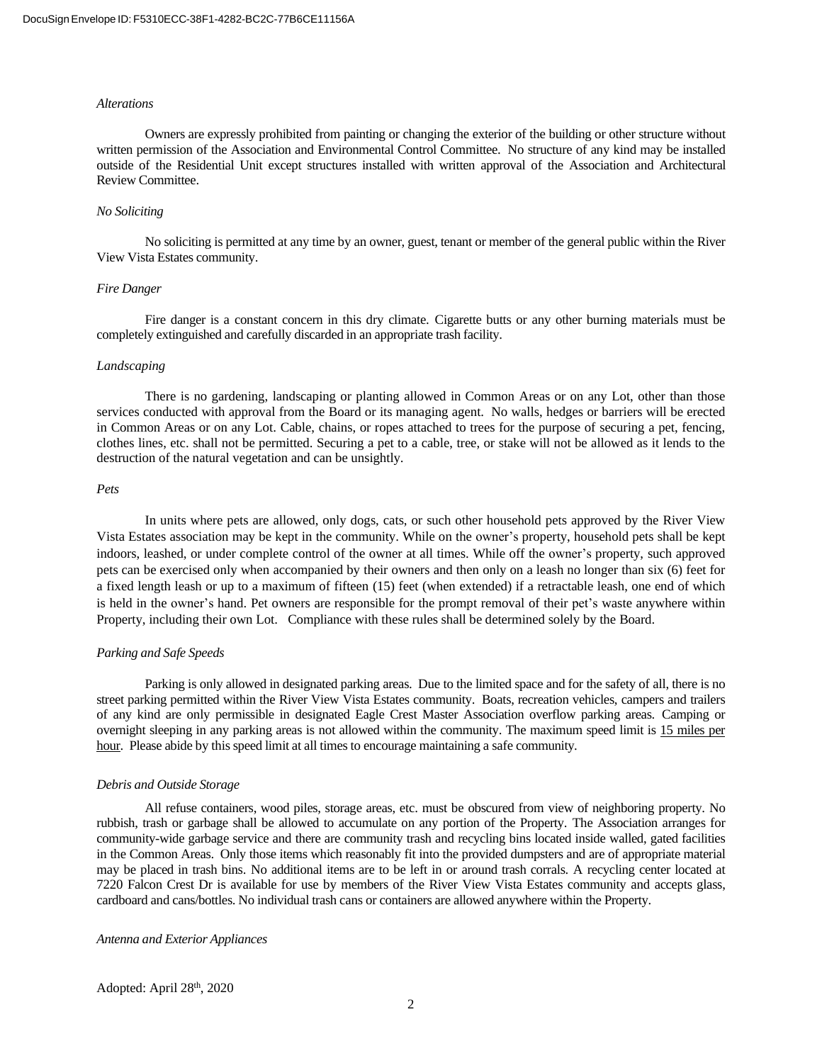*Alterations*

Owners are expressly prohibited from painting or changing the exterior of the building or other structure without written permission of the Association and Environmental Control Committee. No structure of any kind may be installed outside of the Residential Unit except structures installed with written approval of the Association and Architectural Review Committee.

*No Soliciting*

No soliciting is permitted at any time by an owner, guest, tenant or member of the general public within the River View Vista Estates community.

*Fire Danger*

Fire danger is a constant concern in this dry climate. Cigarette butts or any other burning materials must be completely extinguished and carefully discarded in an appropriate trash facility.

*Landscaping*

There is no gardening, landscaping or planting allowed in Common Areas or on any Lot, other than those services conducted with approval from the Board or its managing agent. No walls, hedges or barriers will be erected in Common Areas or on any Lot. Cable, chains, or ropes attached to trees for the purpose of securing a pet, fencing, clothes lines, etc. shall not be permitted. Securing a pet to a cable, tree, or stake will not be allowed as it lends to the destruction of the natural vegetation and can be unsightly.

*Pets*

In units where pets are allowed, only dogs, cats, or such other household pets approved by the River View Vista Estates association may be kept in the community. While on the owner's property, household pets shall be kept indoors, leashed, or under complete control of the owner at all times. While off the owner's property, such approved pets can be exercised only when accompanied by their owners and then only on a leash no longer than six (6) feet for a fixed length leash or up to a maximum of fifteen (15) feet (when extended) if a retractable leash, one end of which is held in the owner's hand. Pet owners are responsible for the prompt removal of their pet's waste anywhere within Property, including their own Lot. Compliance with these rules shall be determined solely by the Board.

*Parking and Safe Speeds*

Parking is only allowed in designated parking areas. Due to the limited space and for the safety of all, there is no street parking permitted within the River View Vista Estates community. Boats, recreation vehicles, campers and trailers of any kind are only permissible in designated Eagle Crest Master Association overflow parking areas. Camping or overnight sleeping in any parking areas is not allowed within the community. The maximum speed limit is 15 miles per hour. Please abide by this speed limit at all times to encourage maintaining a safe community.

*Debris and Outside Storage*

All refuse containers, wood piles, storage areas, etc. must be obscured from view of neighboring property. No rubbish, trash or garbage shall be allowed to accumulate on any portion of the Property. The Association arranges for community-wide garbage service and there are community trash and recycling bins located inside walled, gated facilities in the Common Areas. Only those items which reasonably fit into the provided dumpsters and are of appropriate material may be placed in trash bins. No additional items are to be left in or around trash corrals. A recycling center located at 7220 Falcon Crest Dr is available for use by members of the River View Vista Estates community and accepts glass, cardboard and cans/bottles. No individual trash cans or containers are allowed anywhere within the Property.

*Antenna and Exterior Appliances*

Adopted: April 28th, 2020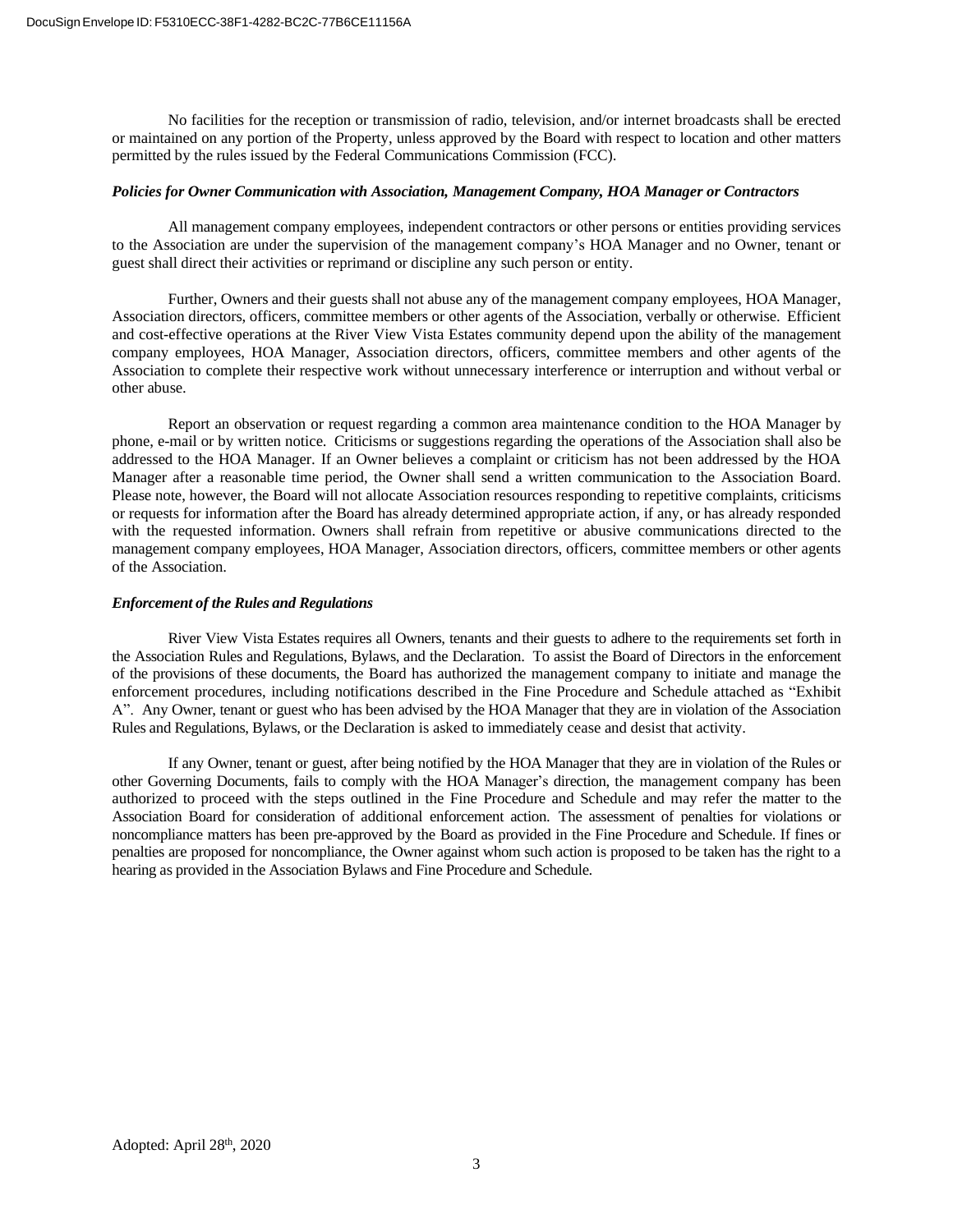No facilities for the reception or transmission of radio, television, and/or internet broadcasts shall be erected or maintained on any portion of the Property, unless approved by the Board with respect to location and other matters permitted by the rules issued by the Federal Communications Commission (FCC).

***Policies for Owner Communication with Association, Management Company, HOA Manager or Contractors***

All management company employees, independent contractors or other persons or entities providing services to the Association are under the supervision of the management company's HOA Manager and no Owner, tenant or guest shall direct their activities or reprimand or discipline any such person or entity.

Further, Owners and their guests shall not abuse any of the management company employees, HOA Manager, Association directors, officers, committee members or other agents of the Association, verbally or otherwise. Efficient and cost-effective operations at the River View Vista Estates community depend upon the ability of the management company employees, HOA Manager, Association directors, officers, committee members and other agents of the Association to complete their respective work without unnecessary interference or interruption and without verbal or other abuse.

Report an observation or request regarding a common area maintenance condition to the HOA Manager by phone, e-mail or by written notice. Criticisms or suggestions regarding the operations of the Association shall also be addressed to the HOA Manager. If an Owner believes a complaint or criticism has not been addressed by the HOA Manager after a reasonable time period, the Owner shall send a written communication to the Association Board. Please note, however, the Board will not allocate Association resources responding to repetitive complaints, criticisms or requests for information after the Board has already determined appropriate action, if any, or has already responded with the requested information. Owners shall refrain from repetitive or abusive communications directed to the management company employees, HOA Manager, Association directors, officers, committee members or other agents of the Association.

***Enforcement of the Rules and Regulations***

River View Vista Estates requires all Owners, tenants and their guests to adhere to the requirements set forth in the Association Rules and Regulations, Bylaws, and the Declaration. To assist the Board of Directors in the enforcement of the provisions of these documents, the Board has authorized the management company to initiate and manage the enforcement procedures, including notifications described in the Fine Procedure and Schedule attached as "Exhibit A". Any Owner, tenant or guest who has been advised by the HOA Manager that they are in violation of the Association Rules and Regulations, Bylaws, or the Declaration is asked to immediately cease and desist that activity.

If any Owner, tenant or guest, after being notified by the HOA Manager that they are in violation of the Rules or other Governing Documents, fails to comply with the HOA Manager's direction, the management company has been authorized to proceed with the steps outlined in the Fine Procedure and Schedule and may refer the matter to the Association Board for consideration of additional enforcement action. The assessment of penalties for violations or noncompliance matters has been pre-approved by the Board as provided in the Fine Procedure and Schedule. If fines or penalties are proposed for noncompliance, the Owner against whom such action is proposed to be taken has the right to a hearing as provided in the Association Bylaws and Fine Procedure and Schedule.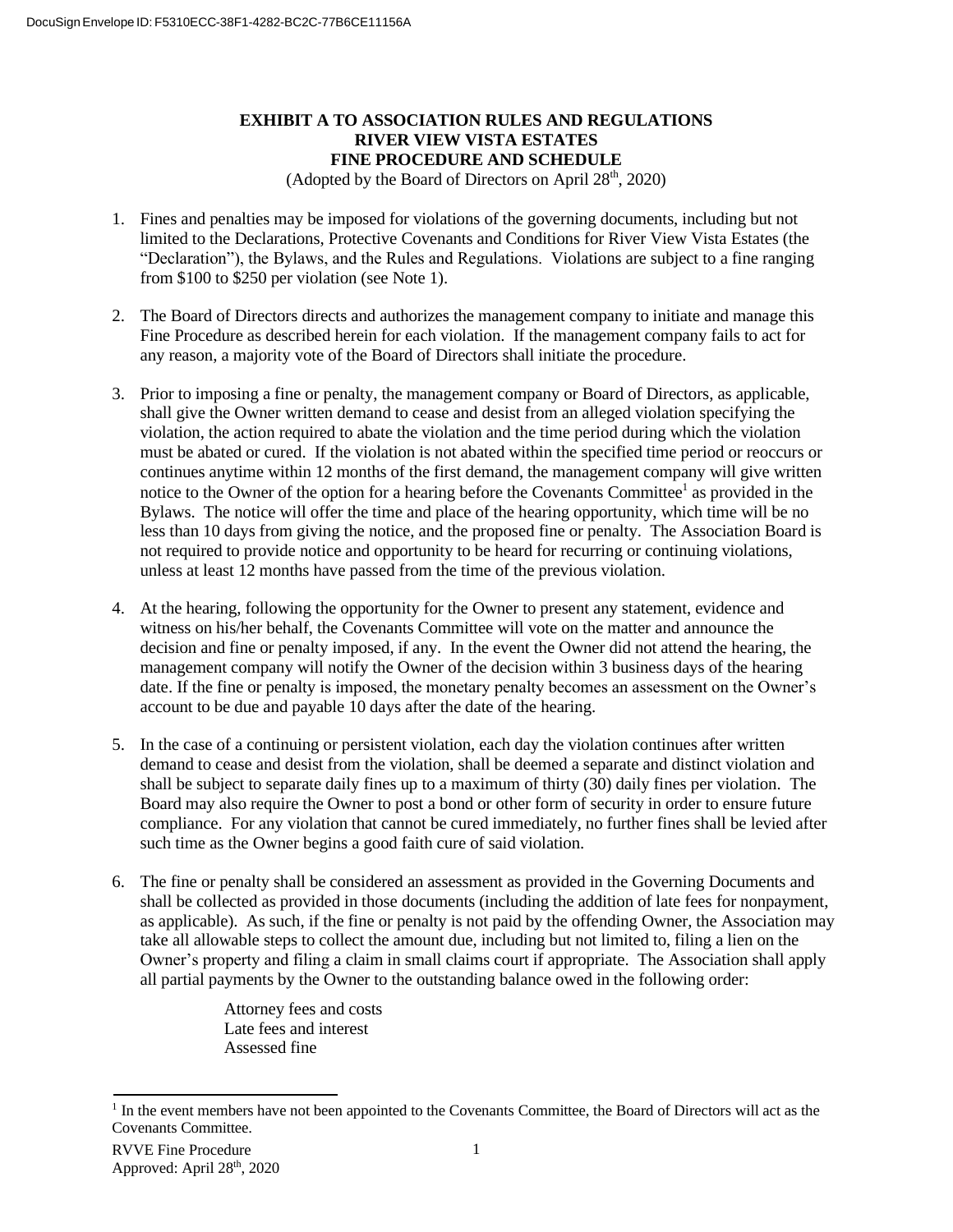**EXHIBIT A TO ASSOCIATION RULES AND REGULATIONS**
**RIVER VIEW VISTA ESTATES**
**FINE PROCEDURE AND SCHEDULE**
(Adopted by the Board of Directors on April 28th, 2020)

1. Fines and penalties may be imposed for violations of the governing documents, including but not limited to the Declarations, Protective Covenants and Conditions for River View Vista Estates (the "Declaration"), the Bylaws, and the Rules and Regulations. Violations are subject to a fine ranging from $100 to $250 per violation (see Note 1).

2. The Board of Directors directs and authorizes the management company to initiate and manage this Fine Procedure as described herein for each violation. If the management company fails to act for any reason, a majority vote of the Board of Directors shall initiate the procedure.

3. Prior to imposing a fine or penalty, the management company or Board of Directors, as applicable, shall give the Owner written demand to cease and desist from an alleged violation specifying the violation, the action required to abate the violation and the time period during which the violation must be abated or cured. If the violation is not abated within the specified time period or reoccurs or continues anytime within 12 months of the first demand, the management company will give written notice to the Owner of the option for a hearing before the Covenants Committee[1] as provided in the Bylaws. The notice will offer the time and place of the hearing opportunity, which time will be no less than 10 days from giving the notice, and the proposed fine or penalty. The Association Board is not required to provide notice and opportunity to be heard for recurring or continuing violations, unless at least 12 months have passed from the time of the previous violation.

4. At the hearing, following the opportunity for the Owner to present any statement, evidence and witness on his/her behalf, the Covenants Committee will vote on the matter and announce the decision and fine or penalty imposed, if any. In the event the Owner did not attend the hearing, the management company will notify the Owner of the decision within 3 business days of the hearing date. If the fine or penalty is imposed, the monetary penalty becomes an assessment on the Owner's account to be due and payable 10 days after the date of the hearing.

5. In the case of a continuing or persistent violation, each day the violation continues after written demand to cease and desist from the violation, shall be deemed a separate and distinct violation and shall be subject to separate daily fines up to a maximum of thirty (30) daily fines per violation. The Board may also require the Owner to post a bond or other form of security in order to ensure future compliance. For any violation that cannot be cured immediately, no further fines shall be levied after such time as the Owner begins a good faith cure of said violation.

6. The fine or penalty shall be considered an assessment as provided in the Governing Documents and shall be collected as provided in those documents (including the addition of late fees for nonpayment, as applicable). As such, if the fine or penalty is not paid by the offending Owner, the Association may take all allowable steps to collect the amount due, including but not limited to, filing a lien on the Owner's property and filing a claim in small claims court if appropriate. The Association shall apply all partial payments by the Owner to the outstanding balance owed in the following order:

   Attorney fees and costs
   Late fees and interest
   Assessed fine

---

[1] In the event members have not been appointed to the Covenants Committee, the Board of Directors will act as the Covenants Committee.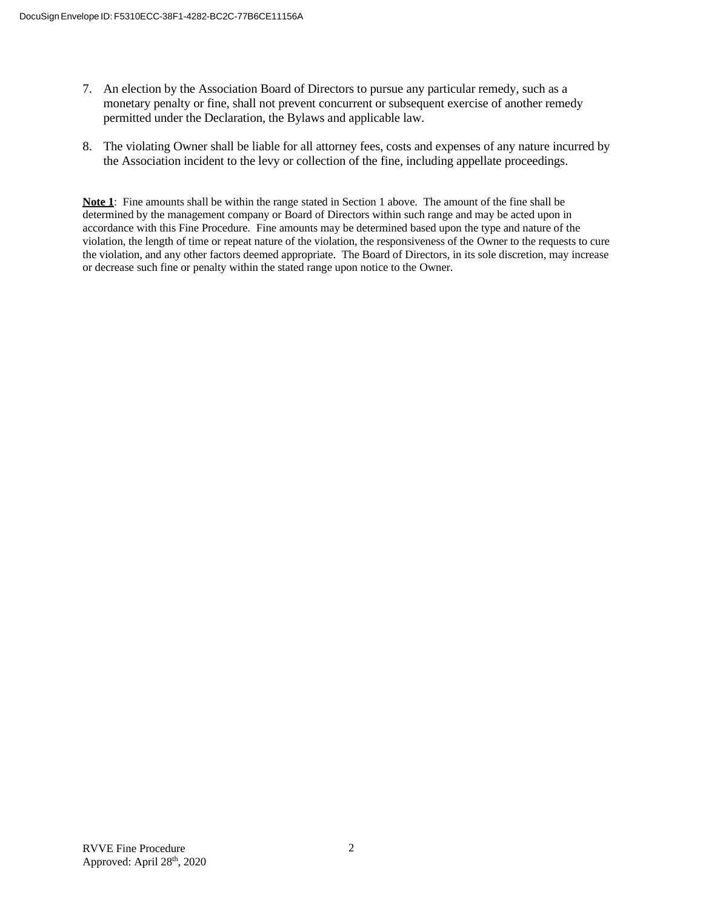7. An election by the Association Board of Directors to pursue any particular remedy, such as a monetary penalty or fine, shall not prevent concurrent or subsequent exercise of another remedy permitted under the Declaration, the Bylaws and applicable law.

8. The violating Owner shall be liable for all attorney fees, costs and expenses of any nature incurred by the Association incident to the levy or collection of the fine, including appellate proceedings.

**Note 1**: Fine amounts shall be within the range stated in Section 1 above. The amount of the fine shall be determined by the management company or Board of Directors within such range and may be acted upon in accordance with this Fine Procedure. Fine amounts may be determined based upon the type and nature of the violation, the length of time or repeat nature of the violation, the responsiveness of the Owner to the requests to cure the violation, and any other factors deemed appropriate. The Board of Directors, in its sole discretion, may increase or decrease such fine or penalty within the stated range upon notice to the Owner.